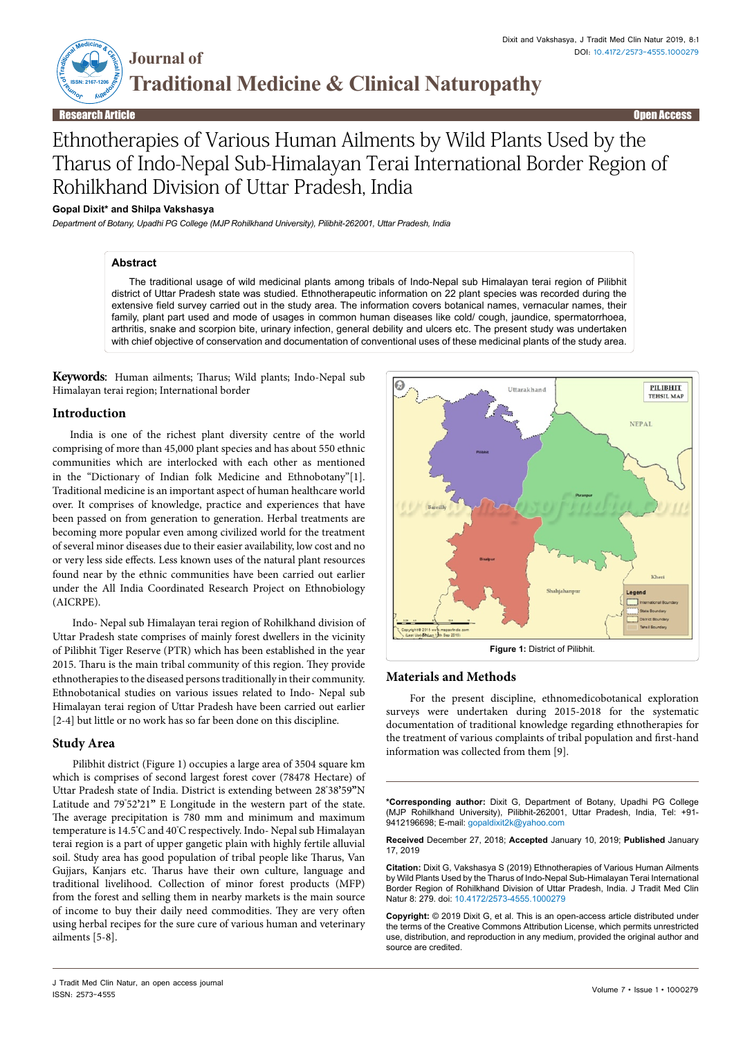Research Article | Open Access

# Ethnotherapies of Various Human Ailments by Wild Plants Used by the Tharus of Indo-Nepal Sub-Himalayan Terai International Border Region of Rohilkhand Division of Uttar Pradesh, India

**Gopal Dixit\* and Shilpa Vakshasya**

*Department of Botany, Upadhi PG College (MJP Rohilkhand University), Pilibhit-262001, Uttar Pradesh, India*

## Abstract

The traditional usage of wild medicinal plants among tribals of Indo-Nepal sub Himalayan terai region of Pilibhit district of Uttar Pradesh state was studied. Ethnotherapeutic information on 22 plant species was recorded during the extensive field survey carried out in the study area. The information covers botanical names, vernacular names, their family, plant part used and mode of usages in common human diseases like cold/ cough, jaundice, spermatorrhoea, arthritis, snake and scorpion bite, urinary infection, general debility and ulcers etc. The present study was undertaken with chief objective of conservation and documentation of conventional uses of these medicinal plants of the study area.

**Keywords**: Human ailments; Tharus; Wild plants; Indo-Nepal sub Himalayan terai region; International border

## Introduction

India is one of the richest plant diversity centre of the world comprising of more than 45,000 plant species and has about 550 ethnic communities which are interlocked with each other as mentioned in the "Dictionary of Indian folk Medicine and Ethnobotany"[1]. Traditional medicine is an important aspect of human healthcare world over. It comprises of knowledge, practice and experiences that have been passed on from generation to generation. Herbal treatments are becoming more popular even among civilized world for the treatment of several minor diseases due to their easier availability, low cost and no or very less side effects. Less known uses of the natural plant resources found near by the ethnic communities have been carried out earlier under the All India Coordinated Research Project on Ethnobiology (AICRPE).

Indo- Nepal sub Himalayan terai region of Rohilkhand division of Uttar Pradesh state comprises of mainly forest dwellers in the vicinity of Pilibhit Tiger Reserve (PTR) which has been established in the year 2015. Tharu is the main tribal community of this region. They provide ethnotherapies to the diseased persons traditionally in their community. Ethnobotanical studies on various issues related to Indo- Nepal sub Himalayan terai region of Uttar Pradesh have been carried out earlier [2-4] but little or no work has so far been done on this discipline.

## Study Area

Pilibhit district (Figure 1) occupies a large area of 3504 square km which is comprises of second largest forest cover (78478 Hectare) of Uttar Pradesh state of India. District is extending between 28°38'59"N Latitude and 79°52'21" E Longitude in the western part of the state. The average precipitation is 780 mm and minimum and maximum temperature is 14.5°C and 40°C respectively. Indo- Nepal sub Himalayan terai region is a part of upper gangetic plain with highly fertile alluvial soil. Study area has good population of tribal people like Tharus, Van Gujjars, Kanjars etc. Tharus have their own culture, language and traditional livelihood. Collection of minor forest products (MFP) from the forest and selling them in nearby markets is the main source of income to buy their daily need commodities. They are very often using herbal recipes for the sure cure of various human and veterinary ailments [5-8].

Figure 1: District of Pilibhit.

## Materials and Methods

For the present discipline, ethnomedicobotanical exploration surveys were undertaken during 2015-2018 for the systematic documentation of traditional knowledge regarding ethnotherapies for the treatment of various complaints of tribal population and first-hand information was collected from them [9].

**\*Corresponding author:** Dixit G, Department of Botany, Upadhi PG College (MJP Rohilkhand University), Pilibhit-262001, Uttar Pradesh, India, Tel: +91-9412196698; E-mail: gopaldixit2k@yahoo.com

**Received** December 27, 2018; **Accepted** January 10, 2019; **Published** January 17, 2019

**Citation:** Dixit G, Vakshasya S (2019) Ethnotherapies of Various Human Ailments by Wild Plants Used by the Tharus of Indo-Nepal Sub-Himalayan Terai International Border Region of Rohilkhand Division of Uttar Pradesh, India. J Tradit Med Clin Natur 8: 279. doi: 10.4172/2573-4555.1000279

**Copyright:** © 2019 Dixit G, et al. This is an open-access article distributed under the terms of the Creative Commons Attribution License, which permits unrestricted use, distribution, and reproduction in any medium, provided the original author and source are credited.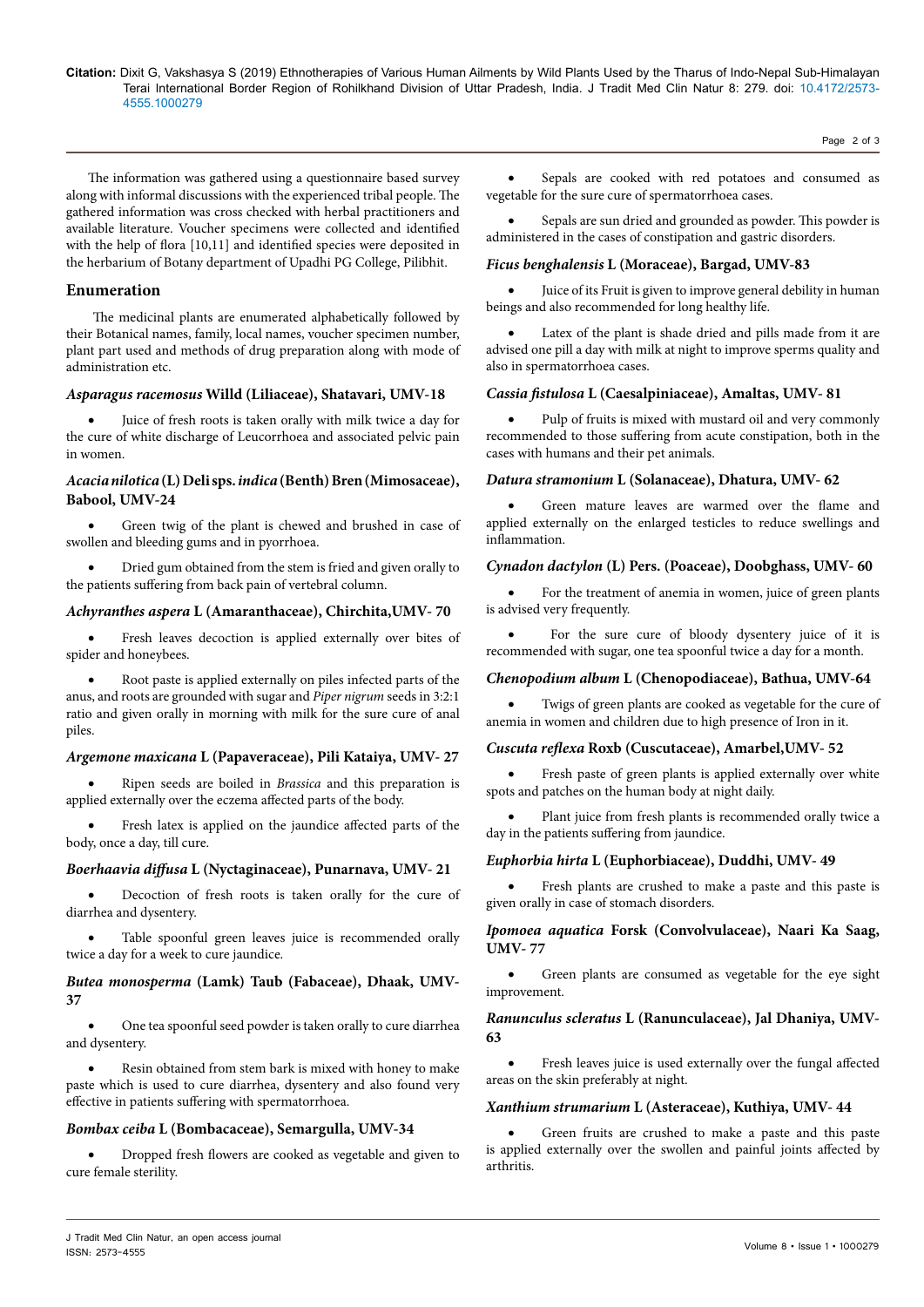The information was gathered using a questionnaire based survey along with informal discussions with the experienced tribal people. The gathered information was cross checked with herbal practitioners and available literature. Voucher specimens were collected and identified with the help of flora [10,11] and identified species were deposited in the herbarium of Botany department of Upadhi PG College, Pilibhit.

## Enumeration

The medicinal plants are enumerated alphabetically followed by their Botanical names, family, local names, voucher specimen number, plant part used and methods of drug preparation along with mode of administration etc.

### *Asparagus racemosus* Willd (Liliaceae), Shatavari, UMV-18

- Juice of fresh roots is taken orally with milk twice a day for the cure of white discharge of Leucorrhoea and associated pelvic pain in women.

### *Acacia nilotica* (L) Deli sps. *indica* (Benth) Bren (Mimosaceae), Babool, UMV-24

- Green twig of the plant is chewed and brushed in case of swollen and bleeding gums and in pyorrhoea.
- Dried gum obtained from the stem is fried and given orally to the patients suffering from back pain of vertebral column.

### *Achyranthes aspera* L (Amaranthaceae), Chirchita,UMV- 70

- Fresh leaves decoction is applied externally over bites of spider and honeybees.
- Root paste is applied externally on piles infected parts of the anus, and roots are grounded with sugar and *Piper nigrum* seeds in 3:2:1 ratio and given orally in morning with milk for the sure cure of anal piles.

### *Argemone maxicana* L (Papaveraceae), Pili Kataiya, UMV- 27

- Ripen seeds are boiled in *Brassica* and this preparation is applied externally over the eczema affected parts of the body.
- Fresh latex is applied on the jaundice affected parts of the body, once a day, till cure.

### *Boerhaavia diffusa* L (Nyctaginaceae), Punarnava, UMV- 21

- Decoction of fresh roots is taken orally for the cure of diarrhea and dysentery.
- Table spoonful green leaves juice is recommended orally twice a day for a week to cure jaundice.

### *Butea monosperma* (Lamk) Taub (Fabaceae), Dhaak, UMV-37

- One tea spoonful seed powder is taken orally to cure diarrhea and dysentery.
- Resin obtained from stem bark is mixed with honey to make paste which is used to cure diarrhea, dysentery and also found very effective in patients suffering with spermatorrhoea.

### *Bombax ceiba* L (Bombacaceae), Semargulla, UMV-34

- Dropped fresh flowers are cooked as vegetable and given to cure female sterility.
- Sepals are cooked with red potatoes and consumed as vegetable for the sure cure of spermatorrhoea cases.
- Sepals are sun dried and grounded as powder. This powder is administered in the cases of constipation and gastric disorders.

### *Ficus benghalensis* L (Moraceae), Bargad, UMV-83

- Juice of its Fruit is given to improve general debility in human beings and also recommended for long healthy life.
- Latex of the plant is shade dried and pills made from it are advised one pill a day with milk at night to improve sperms quality and also in spermatorrhoea cases.

### *Cassia fistulosa* L (Caesalpiniaceae), Amaltas, UMV- 81

- Pulp of fruits is mixed with mustard oil and very commonly recommended to those suffering from acute constipation, both in the cases with humans and their pet animals.

### *Datura stramonium* L (Solanaceae), Dhatura, UMV- 62

- Green mature leaves are warmed over the flame and applied externally on the enlarged testicles to reduce swellings and inflammation.

### *Cynadon dactylon* (L) Pers. (Poaceae), Doobghass, UMV- 60

- For the treatment of anemia in women, juice of green plants is advised very frequently.
- For the sure cure of bloody dysentery juice of it is recommended with sugar, one tea spoonful twice a day for a month.

### *Chenopodium album* L (Chenopodiaceae), Bathua, UMV-64

- Twigs of green plants are cooked as vegetable for the cure of anemia in women and children due to high presence of Iron in it.

### *Cuscuta reflexa* Roxb (Cuscutaceae), Amarbel,UMV- 52

- Fresh paste of green plants is applied externally over white spots and patches on the human body at night daily.
- Plant juice from fresh plants is recommended orally twice a day in the patients suffering from jaundice.

### *Euphorbia hirta* L (Euphorbiaceae), Duddhi, UMV- 49

- Fresh plants are crushed to make a paste and this paste is given orally in case of stomach disorders.

### *Ipomoea aquatica* Forsk (Convolvulaceae), Naari Ka Saag, UMV- 77

- Green plants are consumed as vegetable for the eye sight improvement.

### *Ranunculus scleratus* L (Ranunculaceae), Jal Dhaniya, UMV-63

- Fresh leaves juice is used externally over the fungal affected areas on the skin preferably at night.

### *Xanthium strumarium* L (Asteraceae), Kuthiya, UMV- 44

- Green fruits are crushed to make a paste and this paste is applied externally over the swollen and painful joints affected by arthritis.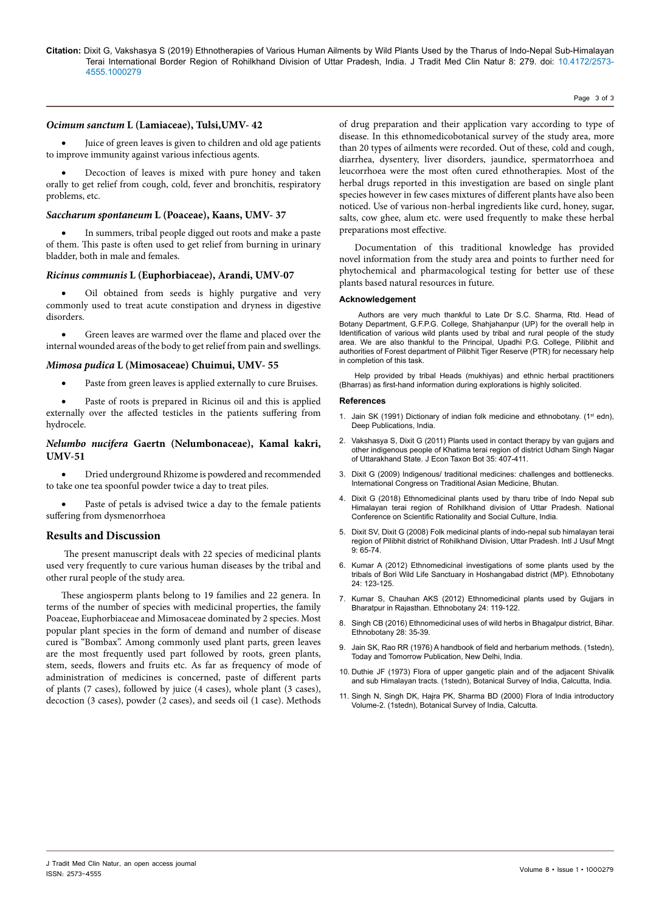### *Ocimum sanctum* L (Lamiaceae), Tulsi,UMV- 42

- Juice of green leaves is given to children and old age patients to improve immunity against various infectious agents.
- Decoction of leaves is mixed with pure honey and taken orally to get relief from cough, cold, fever and bronchitis, respiratory problems, etc.

### *Saccharum spontaneum* L (Poaceae), Kaans, UMV- 37

- In summers, tribal people digged out roots and make a paste of them. This paste is often used to get relief from burning in urinary bladder, both in male and females.

### *Ricinus communis* L (Euphorbiaceae), Arandi, UMV-07

- Oil obtained from seeds is highly purgative and very commonly used to treat acute constipation and dryness in digestive disorders.
- Green leaves are warmed over the flame and placed over the internal wounded areas of the body to get relief from pain and swellings.

### *Mimosa pudica* L (Mimosaceae) Chuimui, UMV- 55

- Paste from green leaves is applied externally to cure Bruises.
- Paste of roots is prepared in Ricinus oil and this is applied externally over the affected testicles in the patients suffering from hydrocele.

### *Nelumbo nucifera* Gaertn (Nelumbonaceae), Kamal kakri, UMV-51

- Dried underground Rhizome is powdered and recommended to take one tea spoonful powder twice a day to treat piles.
- Paste of petals is advised twice a day to the female patients suffering from dysmenorrhoea

## Results and Discussion

The present manuscript deals with 22 species of medicinal plants used very frequently to cure various human diseases by the tribal and other rural people of the study area.

These angiosperm plants belong to 19 families and 22 genera. In terms of the number of species with medicinal properties, the family Poaceae, Euphorbiaceae and Mimosaceae dominated by 2 species. Most popular plant species in the form of demand and number of disease cured is "Bombax". Among commonly used plant parts, green leaves are the most frequently used part followed by roots, green plants, stem, seeds, flowers and fruits etc. As far as frequency of mode of administration of medicines is concerned, paste of different parts of plants (7 cases), followed by juice (4 cases), whole plant (3 cases), decoction (3 cases), powder (2 cases), and seeds oil (1 case). Methods of drug preparation and their application vary according to type of disease. In this ethnomedicobotanical survey of the study area, more than 20 types of ailments were recorded. Out of these, cold and cough, diarrhea, dysentery, liver disorders, jaundice, spermatorrhoea and leucorrhoea were the most often cured ethnotherapies. Most of the herbal drugs reported in this investigation are based on single plant species however in few cases mixtures of different plants have also been noticed. Use of various non-herbal ingredients like curd, honey, sugar, salts, cow ghee, alum etc. were used frequently to make these herbal preparations most effective.

Documentation of this traditional knowledge has provided novel information from the study area and points to further need for phytochemical and pharmacological testing for better use of these plants based natural resources in future.

## Acknowledgement

Authors are very much thankful to Late Dr S.C. Sharma, Rtd. Head of Botany Department, G.F.P.G. College, Shahjahanpur (UP) for the overall help in Identification of various wild plants used by tribal and rural people of the study area. We are also thankful to the Principal, Upadhi P.G. College, Pilibhit and authorities of Forest department of Pilibhit Tiger Reserve (PTR) for necessary help in completion of this task.

Help provided by tribal Heads (mukhiyas) and ethnic herbal practitioners (Bharras) as first-hand information during explorations is highly solicited.

## References

1. Jain SK (1991) Dictionary of indian folk medicine and ethnobotany. (1st edn), Deep Publications, India.
2. Vakshasya S, Dixit G (2011) Plants used in contact therapy by van gujjars and other indigenous people of Khatima terai region of district Udham Singh Nagar of Uttarakhand State. J Econ Taxon Bot 35: 407-411.
3. Dixit G (2009) Indigenous/ traditional medicines: challenges and bottlenecks. International Congress on Traditional Asian Medicine, Bhutan.
4. Dixit G (2018) Ethnomedicinal plants used by tharu tribe of Indo Nepal sub Himalayan terai region of Rohilkhand division of Uttar Pradesh. National Conference on Scientific Rationality and Social Culture, India.
5. Dixit SV, Dixit G (2008) Folk medicinal plants of indo-nepal sub himalayan terai region of Pilibhit district of Rohilkhand Division, Uttar Pradesh. Intl J Usuf Mngt 9: 65-74.
6. Kumar A (2012) Ethnomedicinal investigations of some plants used by the tribals of Bori Wild Life Sanctuary in Hoshangabad district (MP). Ethnobotany 24: 123-125.
7. Kumar S, Chauhan AKS (2012) Ethnomedicinal plants used by Gujjars in Bharatpur in Rajasthan. Ethnobotany 24: 119-122.
8. Singh CB (2016) Ethnomedicinal uses of wild herbs in Bhagalpur district, Bihar. Ethnobotany 28: 35-39.
9. Jain SK, Rao RR (1976) A handbook of field and herbarium methods. (1stedn), Today and Tomorrow Publication, New Delhi, India.
10. Duthie JF (1973) Flora of upper gangetic plain and of the adjacent Shivalik and sub Himalayan tracts. (1stedn), Botanical Survey of India, Calcutta, India.
11. Singh N, Singh DK, Hajra PK, Sharma BD (2000) Flora of India introductory Volume-2. (1stedn), Botanical Survey of India, Calcutta.